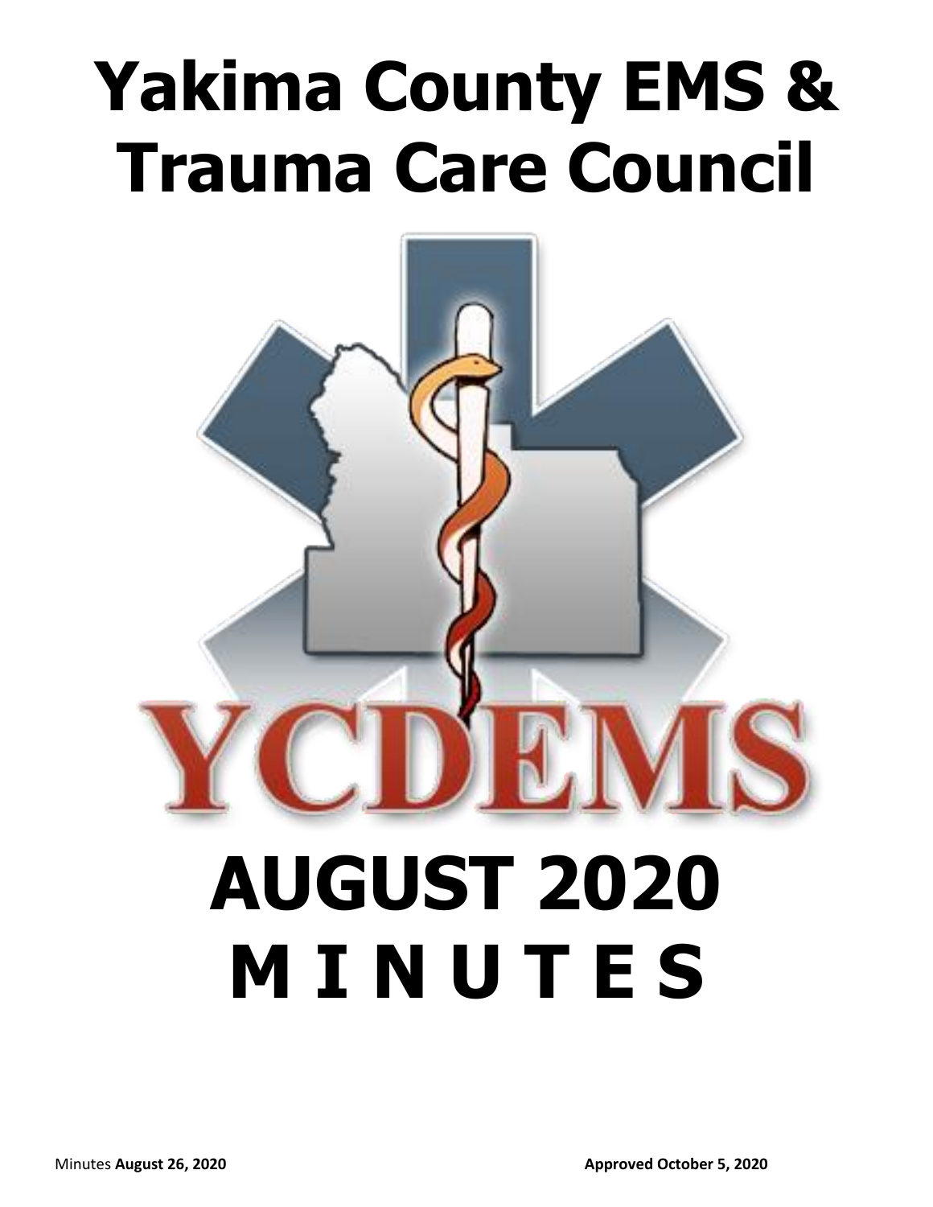# Yakima County EMS & Trauma Care Council

YCDEMS

# AUGUST 2020 MINUTES

Minutes **August 26, 2020** **Approved October 5, 2020**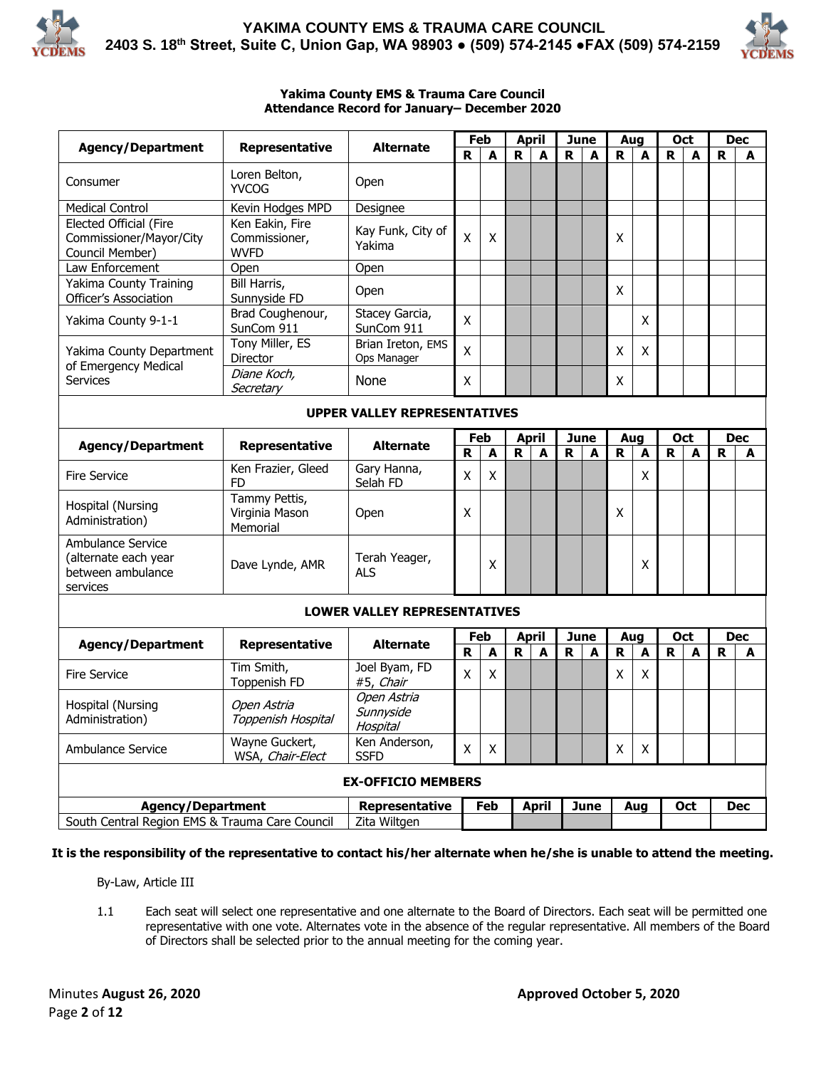# YAKIMA COUNTY EMS & TRAUMA CARE COUNCIL

**2403 S. 18th Street, Suite C, Union Gap, WA 98903 ● (509) 574-2145 ●FAX (509) 574-2159**

**Yakima County EMS & Trauma Care Council**
**Attendance Record for January– December 2020**

| Agency/Department | Representative | Alternate | Feb | | April | | June | | Aug | | Oct | | Dec | |
|---|---|---|---|---|---|---|---|---|---|---|---|---|---|---|
| | | | R | A | R | A | R | A | R | A | R | A | R | A |
| Consumer | Loren Belton, YVCOG | Open | | | | | | | | | | | | |
| Medical Control | Kevin Hodges MPD | Designee | | | | | | | | | | | | |
| Elected Official (Fire Commissioner/Mayor/City Council Member) | Ken Eakin, Fire Commissioner, WVFD | Kay Funk, City of Yakima | X | X | | | | | X | | | | | |
| Law Enforcement | Open | Open | | | | | | | | | | | | |
| Yakima County Training Officer's Association | Bill Harris, Sunnyside FD | Open | | | | | | | X | | | | | |
| Yakima County 9-1-1 | Brad Coughenour, SunCom 911 | Stacey Garcia, SunCom 911 | X | | | | | | | X | | | | |
| Yakima County Department of Emergency Medical Services | Tony Miller, ES Director | Brian Ireton, EMS Ops Manager | X | | | | | | X | X | | | | |
| | *Diane Koch, Secretary* | None | X | | | | | | X | | | | | |

**UPPER VALLEY REPRESENTATIVES**

| Agency/Department | Representative | Alternate | Feb | | April | | June | | Aug | | Oct | | Dec | |
|---|---|---|---|---|---|---|---|---|---|---|---|---|---|---|
| | | | R | A | R | A | R | A | R | A | R | A | R | A |
| Fire Service | Ken Frazier, Gleed FD | Gary Hanna, Selah FD | X | X | | | | | | X | | | | |
| Hospital (Nursing Administration) | Tammy Pettis, Virginia Mason Memorial | Open | X | | | | | | X | | | | | |
| Ambulance Service (alternate each year between ambulance services | Dave Lynde, AMR | Terah Yeager, ALS | | X | | | | | | X | | | | |

**LOWER VALLEY REPRESENTATIVES**

| Agency/Department | Representative | Alternate | Feb | | April | | June | | Aug | | Oct | | Dec | |
|---|---|---|---|---|---|---|---|---|---|---|---|---|---|---|
| | | | R | A | R | A | R | A | R | A | R | A | R | A |
| Fire Service | Tim Smith, Toppenish FD | Joel Byam, FD #5, *Chair* | X | X | | | | | X | X | | | | |
| Hospital (Nursing Administration) | *Open Astria Toppenish Hospital* | *Open Astria Sunnyside Hospital* | | | | | | | | | | | | |
| Ambulance Service | Wayne Guckert, WSA, *Chair-Elect* | Ken Anderson, SSFD | X | X | | | | | X | X | | | | |

**EX-OFFICIO MEMBERS**

| Agency/Department | Representative | Feb | April | June | Aug | Oct | Dec |
|---|---|---|---|---|---|---|---|
| South Central Region EMS & Trauma Care Council | Zita Wiltgen | | | | | | |

**It is the responsibility of the representative to contact his/her alternate when he/she is unable to attend the meeting.**

By-Law, Article III

1.1 Each seat will select one representative and one alternate to the Board of Directors. Each seat will be permitted one representative with one vote. Alternates vote in the absence of the regular representative. All members of the Board of Directors shall be selected prior to the annual meeting for the coming year.

Minutes **August 26, 2020** **Approved October 5, 2020**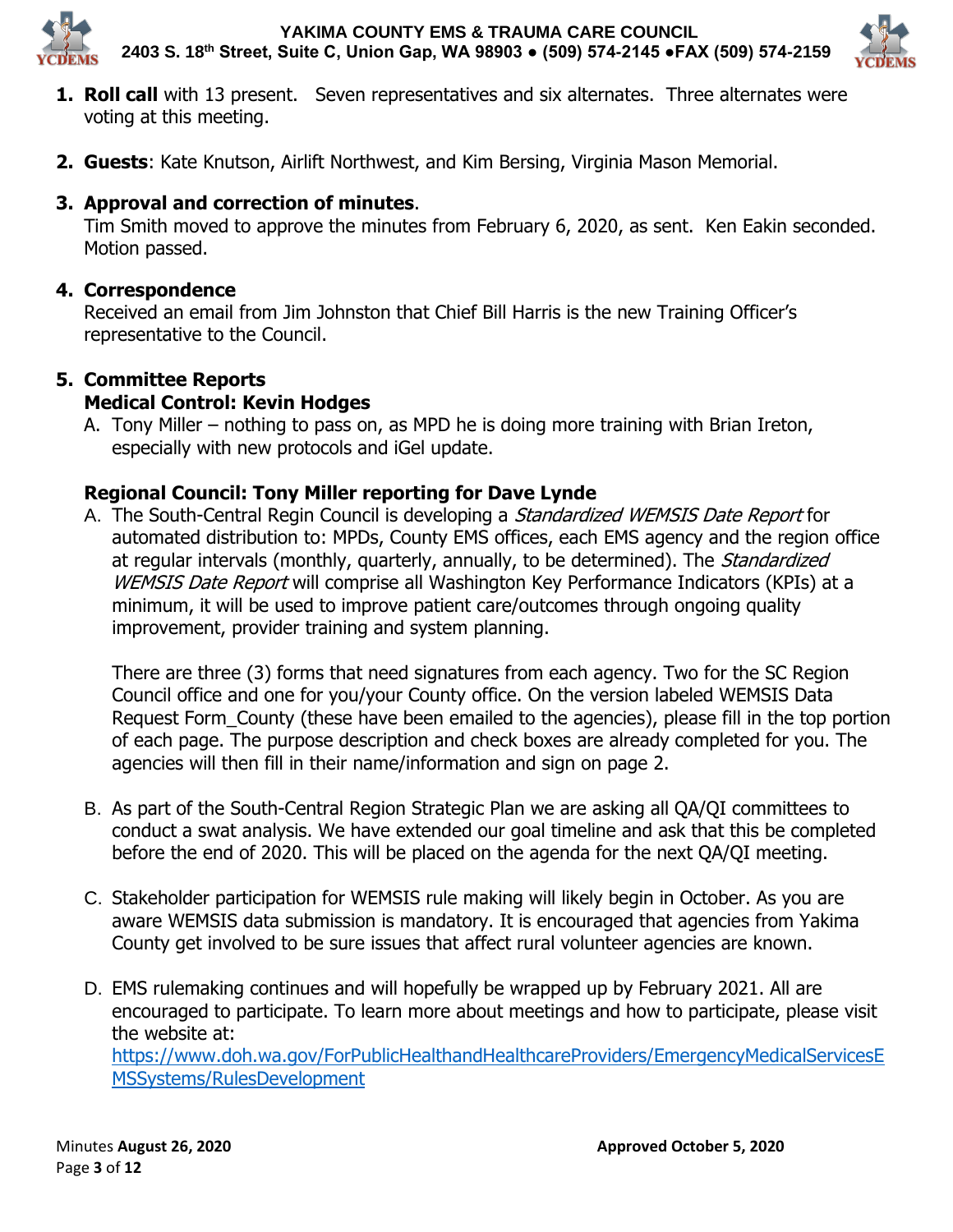1. **Roll call** with 13 present. Seven representatives and six alternates. Three alternates were voting at this meeting.

2. **Guests**: Kate Knutson, Airlift Northwest, and Kim Bersing, Virginia Mason Memorial.

3. **Approval and correction of minutes**.
   Tim Smith moved to approve the minutes from February 6, 2020, as sent. Ken Eakin seconded. Motion passed.

4. **Correspondence**
   Received an email from Jim Johnston that Chief Bill Harris is the new Training Officer's representative to the Council.

5. **Committee Reports**
   **Medical Control: Kevin Hodges**
   A. Tony Miller – nothing to pass on, as MPD he is doing more training with Brian Ireton, especially with new protocols and iGel update.

   **Regional Council: Tony Miller reporting for Dave Lynde**
   A. The South-Central Regin Council is developing a *Standardized WEMSIS Date Report* for automated distribution to: MPDs, County EMS offices, each EMS agency and the region office at regular intervals (monthly, quarterly, annually, to be determined). The *Standardized WEMSIS Date Report* will comprise all Washington Key Performance Indicators (KPIs) at a minimum, it will be used to improve patient care/outcomes through ongoing quality improvement, provider training and system planning.

      There are three (3) forms that need signatures from each agency. Two for the SC Region Council office and one for you/your County office. On the version labeled WEMSIS Data Request Form_County (these have been emailed to the agencies), please fill in the top portion of each page. The purpose description and check boxes are already completed for you. The agencies will then fill in their name/information and sign on page 2.

   B. As part of the South-Central Region Strategic Plan we are asking all QA/QI committees to conduct a swat analysis. We have extended our goal timeline and ask that this be completed before the end of 2020. This will be placed on the agenda for the next QA/QI meeting.

   C. Stakeholder participation for WEMSIS rule making will likely begin in October. As you are aware WEMSIS data submission is mandatory. It is encouraged that agencies from Yakima County get involved to be sure issues that affect rural volunteer agencies are known.

   D. EMS rulemaking continues and will hopefully be wrapped up by February 2021. All are encouraged to participate. To learn more about meetings and how to participate, please visit the website at:
      https://www.doh.wa.gov/ForPublicHealthandHealthcareProviders/EmergencyMedicalServicesEMSSystems/RulesDevelopment

Minutes **August 26, 2020** | **Approved October 5, 2020**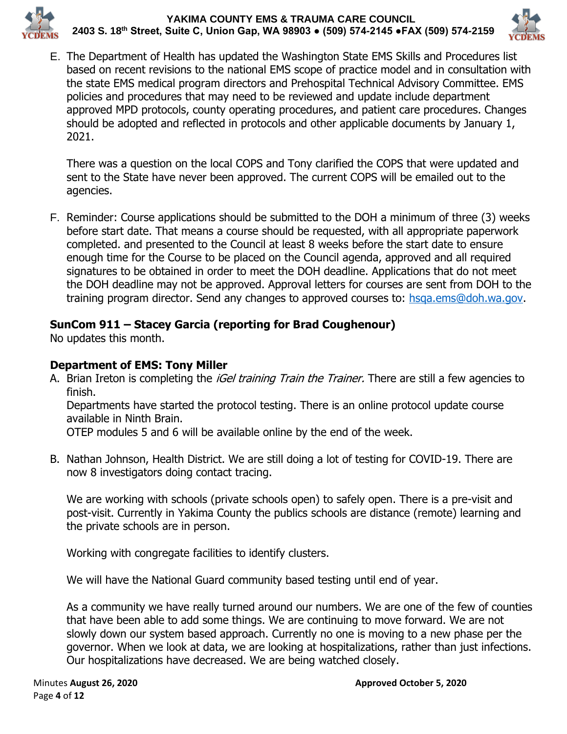E. The Department of Health has updated the Washington State EMS Skills and Procedures list based on recent revisions to the national EMS scope of practice model and in consultation with the state EMS medical program directors and Prehospital Technical Advisory Committee. EMS policies and procedures that may need to be reviewed and update include department approved MPD protocols, county operating procedures, and patient care procedures. Changes should be adopted and reflected in protocols and other applicable documents by January 1, 2021.

   There was a question on the local COPS and Tony clarified the COPS that were updated and sent to the State have never been approved. The current COPS will be emailed out to the agencies.

F. Reminder: Course applications should be submitted to the DOH a minimum of three (3) weeks before start date. That means a course should be requested, with all appropriate paperwork completed. and presented to the Council at least 8 weeks before the start date to ensure enough time for the Course to be placed on the Council agenda, approved and all required signatures to be obtained in order to meet the DOH deadline. Applications that do not meet the DOH deadline may not be approved. Approval letters for courses are sent from DOH to the training program director. Send any changes to approved courses to: hsqa.ems@doh.wa.gov.

**SunCom 911 – Stacey Garcia (reporting for Brad Coughenour)**
No updates this month.

**Department of EMS: Tony Miller**

A. Brian Ireton is completing the *iGel training Train the Trainer.* There are still a few agencies to finish.
   Departments have started the protocol testing. There is an online protocol update course available in Ninth Brain.
   OTEP modules 5 and 6 will be available online by the end of the week.

B. Nathan Johnson, Health District. We are still doing a lot of testing for COVID-19. There are now 8 investigators doing contact tracing.

   We are working with schools (private schools open) to safely open. There is a pre-visit and post-visit. Currently in Yakima County the publics schools are distance (remote) learning and the private schools are in person.

   Working with congregate facilities to identify clusters.

   We will have the National Guard community based testing until end of year.

   As a community we have really turned around our numbers. We are one of the few of counties that have been able to add some things. We are continuing to move forward. We are not slowly down our system based approach. Currently no one is moving to a new phase per the governor. When we look at data, we are looking at hospitalizations, rather than just infections. Our hospitalizations have decreased. We are being watched closely.

Minutes **August 26, 2020** **Approved October 5, 2020**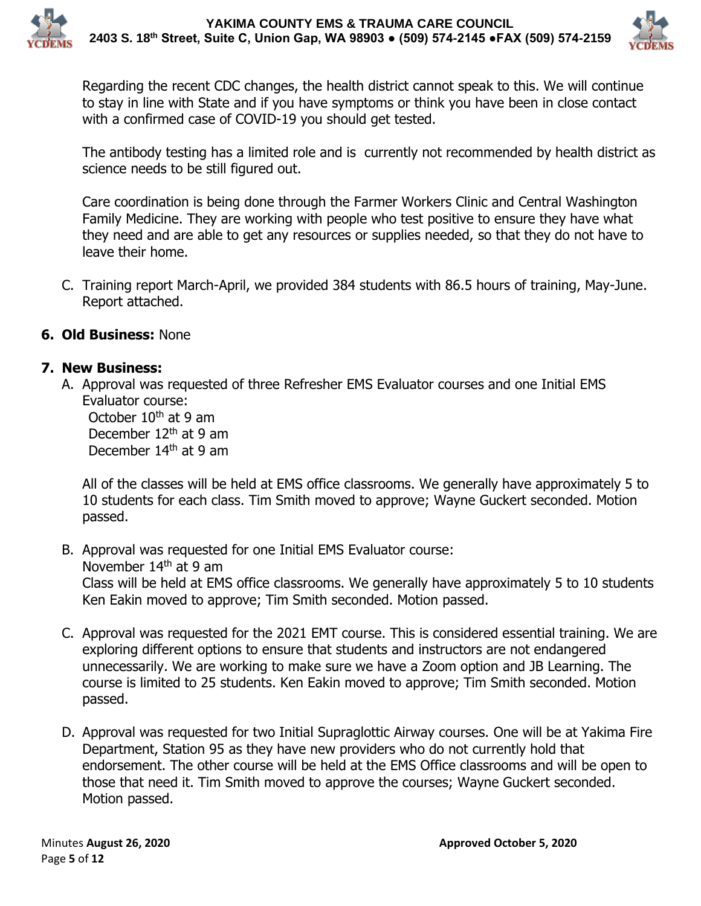Regarding the recent CDC changes, the health district cannot speak to this. We will continue to stay in line with State and if you have symptoms or think you have been in close contact with a confirmed case of COVID-19 you should get tested.

The antibody testing has a limited role and is  currently not recommended by health district as science needs to be still figured out.

Care coordination is being done through the Farmer Workers Clinic and Central Washington Family Medicine. They are working with people who test positive to ensure they have what they need and are able to get any resources or supplies needed, so that they do not have to leave their home.

C. Training report March-April, we provided 384 students with 86.5 hours of training, May-June. Report attached.

**6. Old Business:** None

**7. New Business:**

A. Approval was requested of three Refresher EMS Evaluator courses and one Initial EMS Evaluator course:
   October 10th at 9 am
   December 12th at 9 am
   December 14th at 9 am

   All of the classes will be held at EMS office classrooms. We generally have approximately 5 to 10 students for each class. Tim Smith moved to approve; Wayne Guckert seconded. Motion passed.

B. Approval was requested for one Initial EMS Evaluator course:
   November 14th at 9 am
   Class will be held at EMS office classrooms. We generally have approximately 5 to 10 students Ken Eakin moved to approve; Tim Smith seconded. Motion passed.

C. Approval was requested for the 2021 EMT course. This is considered essential training. We are exploring different options to ensure that students and instructors are not endangered unnecessarily. We are working to make sure we have a Zoom option and JB Learning. The course is limited to 25 students. Ken Eakin moved to approve; Tim Smith seconded. Motion passed.

D. Approval was requested for two Initial Supraglottic Airway courses. One will be at Yakima Fire Department, Station 95 as they have new providers who do not currently hold that endorsement. The other course will be held at the EMS Office classrooms and will be open to those that need it. Tim Smith moved to approve the courses; Wayne Guckert seconded. Motion passed.

Minutes **August 26, 2020** **Approved October 5, 2020**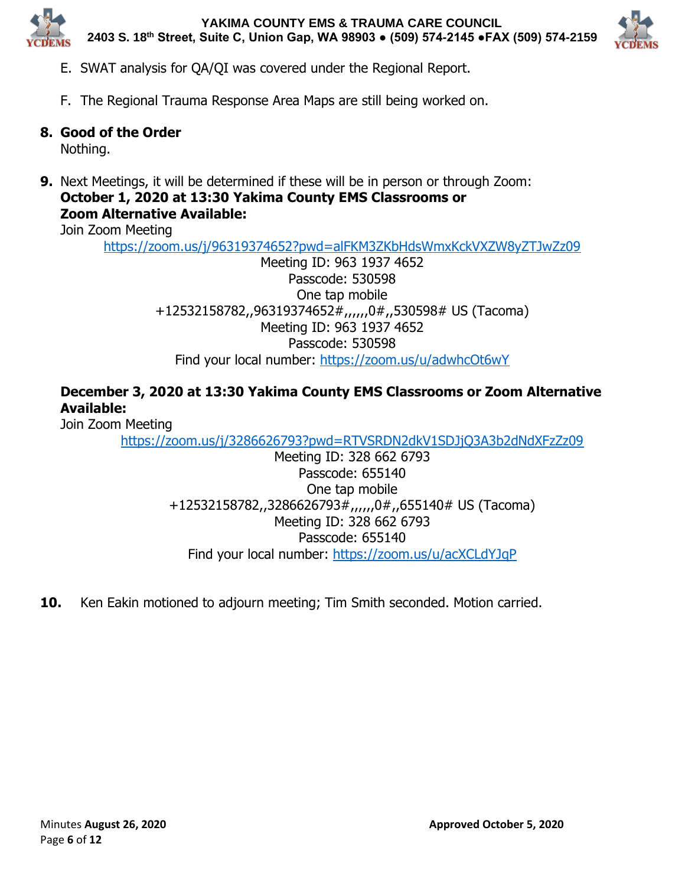E. SWAT analysis for QA/QI was covered under the Regional Report.

F. The Regional Trauma Response Area Maps are still being worked on.

**8. Good of the Order**

Nothing.

**9.** Next Meetings, it will be determined if these will be in person or through Zoom:

**October 1, 2020 at 13:30 Yakima County EMS Classrooms or Zoom Alternative Available:**

Join Zoom Meeting

https://zoom.us/j/96319374652?pwd=alFKM3ZKbHdsWmxKckVXZW8yZTJwZz09

Meeting ID: 963 1937 4652

Passcode: 530598

One tap mobile

+12532158782,,96319374652#,,,,,,0#,,530598# US (Tacoma)

Meeting ID: 963 1937 4652

Passcode: 530598

Find your local number: https://zoom.us/u/adwhcOt6wY

**December 3, 2020 at 13:30 Yakima County EMS Classrooms or Zoom Alternative Available:**

Join Zoom Meeting

https://zoom.us/j/3286626793?pwd=RTVSRDN2dkV1SDJjQ3A3b2dNdXFzZz09

Meeting ID: 328 662 6793

Passcode: 655140

One tap mobile

+12532158782,,3286626793#,,,,,,0#,,655140# US (Tacoma)

Meeting ID: 328 662 6793

Passcode: 655140

Find your local number: https://zoom.us/u/acXCLdYJqP

**10.** Ken Eakin motioned to adjourn meeting; Tim Smith seconded. Motion carried.

Minutes **August 26, 2020** **Approved October 5, 2020**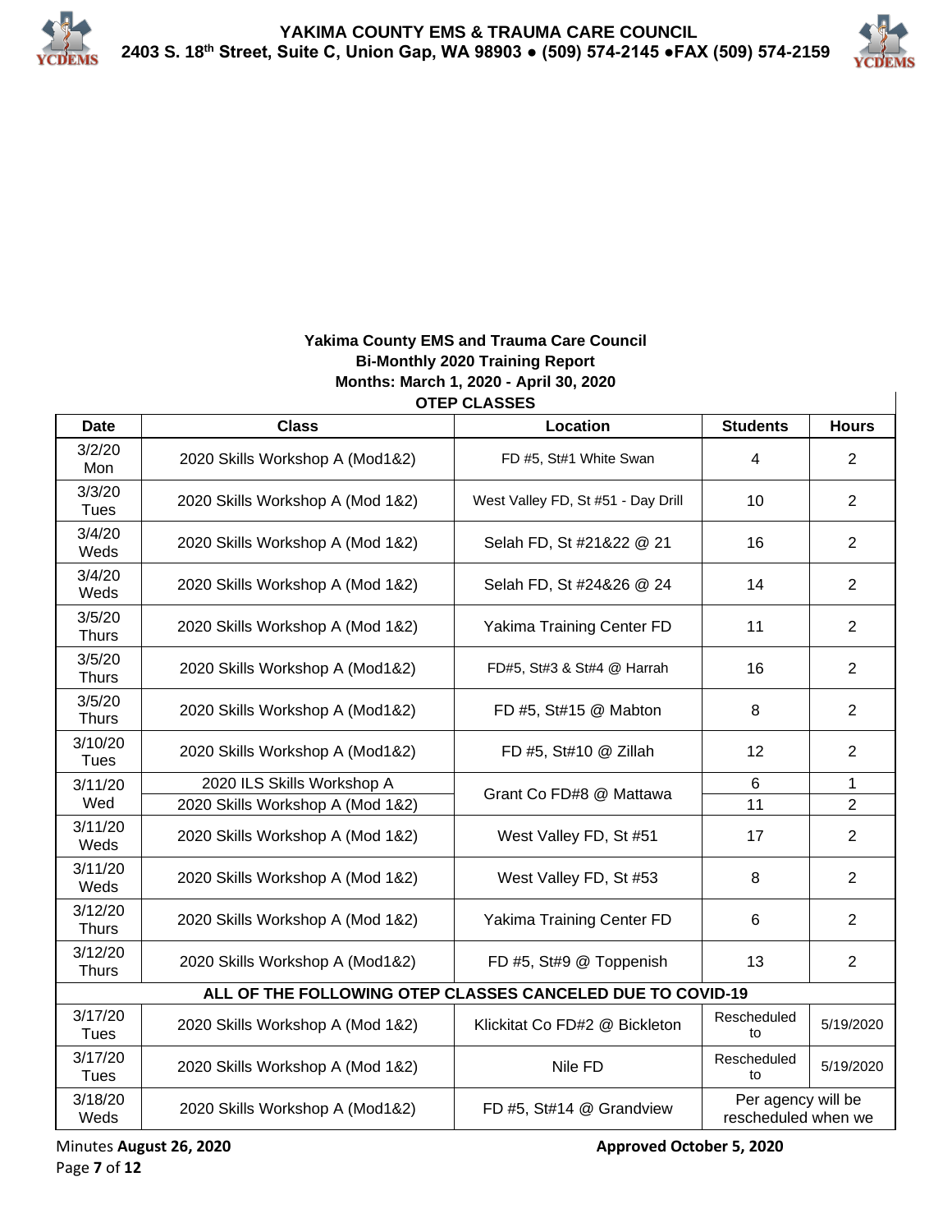**Yakima County EMS and Trauma Care Council**
**Bi-Monthly 2020 Training Report**
**Months: March 1, 2020 - April 30, 2020**
**OTEP CLASSES**

| Date | Class | Location | Students | Hours |
|---|---|---|---|---|
| 3/2/20 Mon | 2020 Skills Workshop A (Mod1&2) | FD #5, St#1 White Swan | 4 | 2 |
| 3/3/20 Tues | 2020 Skills Workshop A (Mod 1&2) | West Valley FD, St #51 - Day Drill | 10 | 2 |
| 3/4/20 Weds | 2020 Skills Workshop A (Mod 1&2) | Selah FD, St #21&22 @ 21 | 16 | 2 |
| 3/4/20 Weds | 2020 Skills Workshop A (Mod 1&2) | Selah FD, St #24&26 @ 24 | 14 | 2 |
| 3/5/20 Thurs | 2020 Skills Workshop A (Mod 1&2) | Yakima Training Center FD | 11 | 2 |
| 3/5/20 Thurs | 2020 Skills Workshop A (Mod1&2) | FD#5, St#3 & St#4 @ Harrah | 16 | 2 |
| 3/5/20 Thurs | 2020 Skills Workshop A (Mod1&2) | FD #5, St#15 @ Mabton | 8 | 2 |
| 3/10/20 Tues | 2020 Skills Workshop A (Mod1&2) | FD #5, St#10 @ Zillah | 12 | 2 |
| 3/11/20 Wed | 2020 ILS Skills Workshop A | Grant Co FD#8 @ Mattawa | 6 | 1 |
| | 2020 Skills Workshop A (Mod 1&2) | | 11 | 2 |
| 3/11/20 Weds | 2020 Skills Workshop A (Mod 1&2) | West Valley FD, St #51 | 17 | 2 |
| 3/11/20 Weds | 2020 Skills Workshop A (Mod 1&2) | West Valley FD, St #53 | 8 | 2 |
| 3/12/20 Thurs | 2020 Skills Workshop A (Mod 1&2) | Yakima Training Center FD | 6 | 2 |
| 3/12/20 Thurs | 2020 Skills Workshop A (Mod1&2) | FD #5, St#9 @ Toppenish | 13 | 2 |
| **ALL OF THE FOLLOWING OTEP CLASSES CANCELED DUE TO COVID-19** | | | | |
| 3/17/20 Tues | 2020 Skills Workshop A (Mod 1&2) | Klickitat Co FD#2 @ Bickleton | Rescheduled to | 5/19/2020 |
| 3/17/20 Tues | 2020 Skills Workshop A (Mod 1&2) | Nile FD | Rescheduled to | 5/19/2020 |
| 3/18/20 Weds | 2020 Skills Workshop A (Mod1&2) | FD #5, St#14 @ Grandview | Per agency will be rescheduled when we | |

Minutes **August 26, 2020** **Approved October 5, 2020**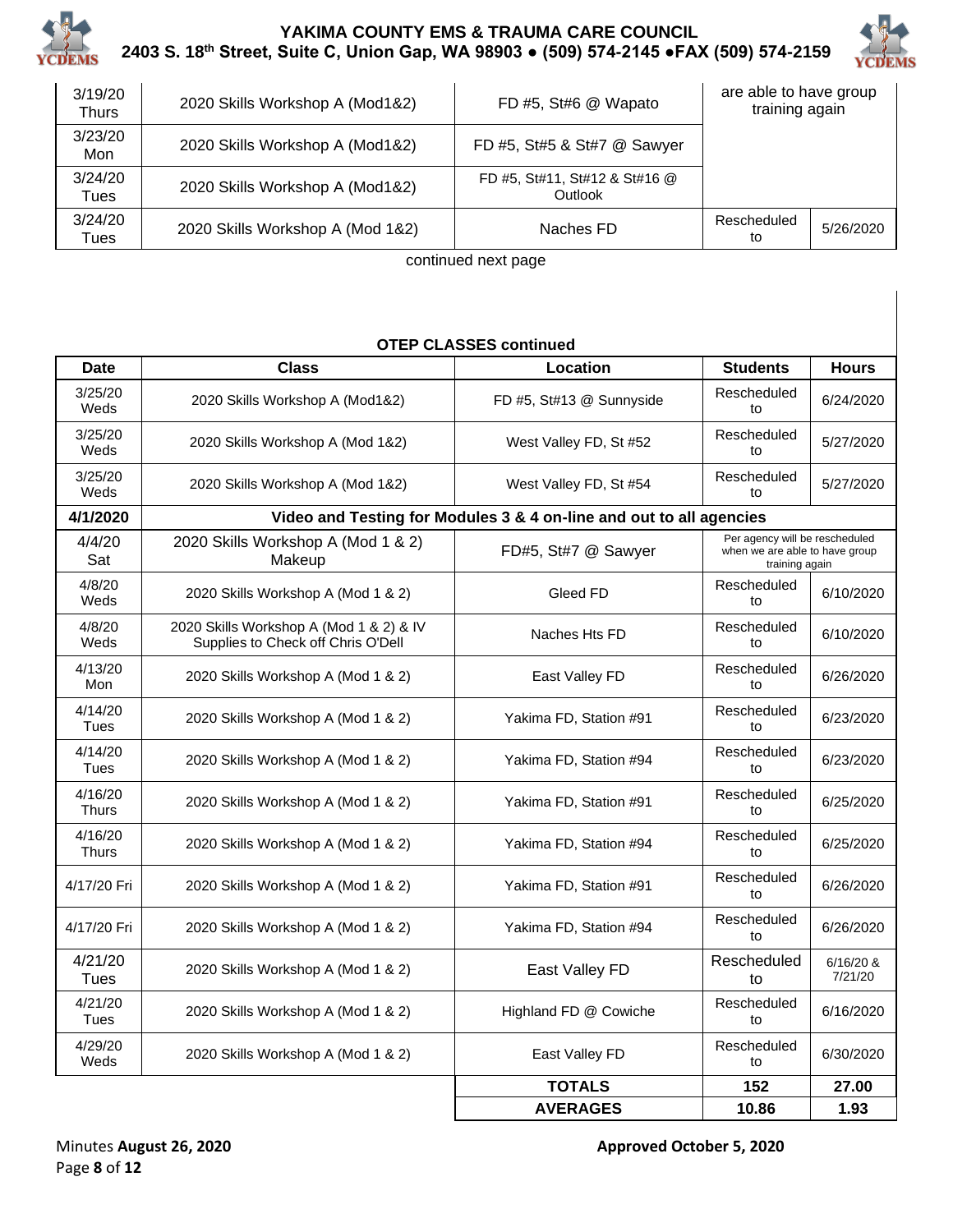| | | | | |
|---|---|---|---|---|
| 3/19/20 Thurs | 2020 Skills Workshop A (Mod1&2) | FD #5, St#6 @ Wapato | are able to have group training again | |
| 3/23/20 Mon | 2020 Skills Workshop A (Mod1&2) | FD #5, St#5 & St#7 @ Sawyer | | |
| 3/24/20 Tues | 2020 Skills Workshop A (Mod1&2) | FD #5, St#11, St#12 & St#16 @ Outlook | | |
| 3/24/20 Tues | 2020 Skills Workshop A (Mod 1&2) | Naches FD | Rescheduled to | 5/26/2020 |

continued next page

**OTEP CLASSES continued**

| Date | Class | Location | Students | Hours |
|---|---|---|---|---|
| 3/25/20 Weds | 2020 Skills Workshop A (Mod1&2) | FD #5, St#13 @ Sunnyside | Rescheduled to | 6/24/2020 |
| 3/25/20 Weds | 2020 Skills Workshop A (Mod 1&2) | West Valley FD, St #52 | Rescheduled to | 5/27/2020 |
| 3/25/20 Weds | 2020 Skills Workshop A (Mod 1&2) | West Valley FD, St #54 | Rescheduled to | 5/27/2020 |
| **4/1/2020** | **Video and Testing for Modules 3 & 4 on-line and out to all agencies** | | | |
| 4/4/20 Sat | 2020 Skills Workshop A (Mod 1 & 2) Makeup | FD#5, St#7 @ Sawyer | Per agency will be rescheduled when we are able to have group training again | |
| 4/8/20 Weds | 2020 Skills Workshop A (Mod 1 & 2) | Gleed FD | Rescheduled to | 6/10/2020 |
| 4/8/20 Weds | 2020 Skills Workshop A (Mod 1 & 2) & IV Supplies to Check off Chris O'Dell | Naches Hts FD | Rescheduled to | 6/10/2020 |
| 4/13/20 Mon | 2020 Skills Workshop A (Mod 1 & 2) | East Valley FD | Rescheduled to | 6/26/2020 |
| 4/14/20 Tues | 2020 Skills Workshop A (Mod 1 & 2) | Yakima FD, Station #91 | Rescheduled to | 6/23/2020 |
| 4/14/20 Tues | 2020 Skills Workshop A (Mod 1 & 2) | Yakima FD, Station #94 | Rescheduled to | 6/23/2020 |
| 4/16/20 Thurs | 2020 Skills Workshop A (Mod 1 & 2) | Yakima FD, Station #91 | Rescheduled to | 6/25/2020 |
| 4/16/20 Thurs | 2020 Skills Workshop A (Mod 1 & 2) | Yakima FD, Station #94 | Rescheduled to | 6/25/2020 |
| 4/17/20 Fri | 2020 Skills Workshop A (Mod 1 & 2) | Yakima FD, Station #91 | Rescheduled to | 6/26/2020 |
| 4/17/20 Fri | 2020 Skills Workshop A (Mod 1 & 2) | Yakima FD, Station #94 | Rescheduled to | 6/26/2020 |
| 4/21/20 Tues | 2020 Skills Workshop A (Mod 1 & 2) | East Valley FD | Rescheduled to | 6/16/20 & 7/21/20 |
| 4/21/20 Tues | 2020 Skills Workshop A (Mod 1 & 2) | Highland FD @ Cowiche | Rescheduled to | 6/16/2020 |
| 4/29/20 Weds | 2020 Skills Workshop A (Mod 1 & 2) | East Valley FD | Rescheduled to | 6/30/2020 |
| | | **TOTALS** | **152** | **27.00** |
| | | **AVERAGES** | **10.86** | **1.93** |

Minutes **August 26, 2020** **Approved October 5, 2020**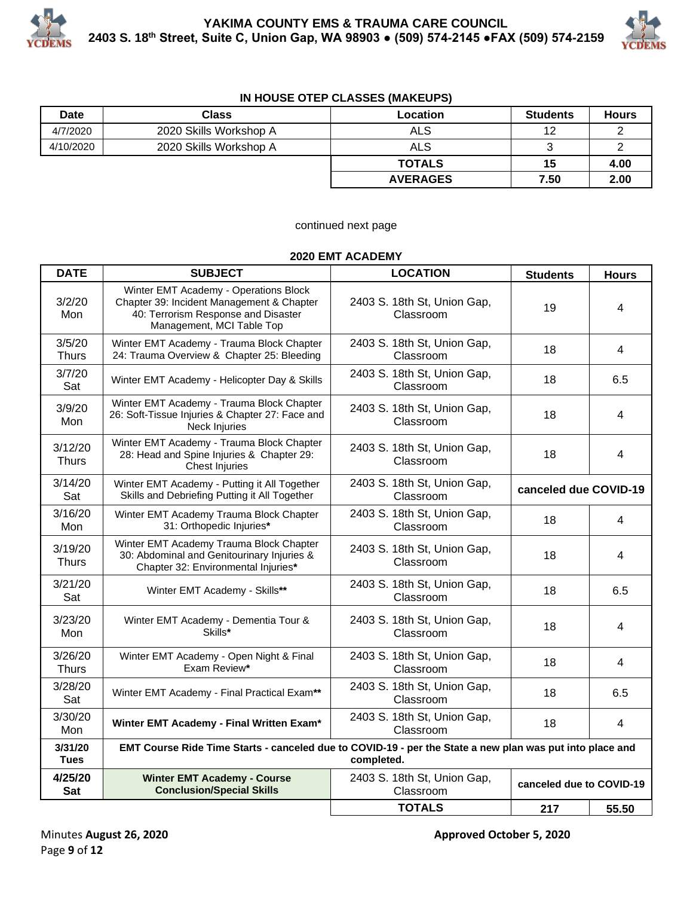### IN HOUSE OTEP CLASSES (MAKEUPS)

| Date | Class | Location | Students | Hours |
|---|---|---|---|---|
| 4/7/2020 | 2020 Skills Workshop A | ALS | 12 | 2 |
| 4/10/2020 | 2020 Skills Workshop A | ALS | 3 | 2 |
| | | **TOTALS** | **15** | **4.00** |
| | | **AVERAGES** | **7.50** | **2.00** |

continued next page

### 2020 EMT ACADEMY

| DATE | SUBJECT | LOCATION | Students | Hours |
|---|---|---|---|---|
| 3/2/20 Mon | Winter EMT Academy - Operations Block Chapter 39: Incident Management & Chapter 40: Terrorism Response and Disaster Management, MCI Table Top | 2403 S. 18th St, Union Gap, Classroom | 19 | 4 |
| 3/5/20 Thurs | Winter EMT Academy - Trauma Block Chapter 24: Trauma Overview & Chapter 25: Bleeding | 2403 S. 18th St, Union Gap, Classroom | 18 | 4 |
| 3/7/20 Sat | Winter EMT Academy - Helicopter Day & Skills | 2403 S. 18th St, Union Gap, Classroom | 18 | 6.5 |
| 3/9/20 Mon | Winter EMT Academy - Trauma Block Chapter 26: Soft-Tissue Injuries & Chapter 27: Face and Neck Injuries | 2403 S. 18th St, Union Gap, Classroom | 18 | 4 |
| 3/12/20 Thurs | Winter EMT Academy - Trauma Block Chapter 28: Head and Spine Injuries & Chapter 29: Chest Injuries | 2403 S. 18th St, Union Gap, Classroom | 18 | 4 |
| 3/14/20 Sat | Winter EMT Academy - Putting it All Together Skills and Debriefing Putting it All Together | 2403 S. 18th St, Union Gap, Classroom | **canceled due COVID-19** | |
| 3/16/20 Mon | Winter EMT Academy Trauma Block Chapter 31: Orthopedic Injuries**\*** | 2403 S. 18th St, Union Gap, Classroom | 18 | 4 |
| 3/19/20 Thurs | Winter EMT Academy Trauma Block Chapter 30: Abdominal and Genitourinary Injuries & Chapter 32: Environmental Injuries**\*** | 2403 S. 18th St, Union Gap, Classroom | 18 | 4 |
| 3/21/20 Sat | Winter EMT Academy - Skills**\*\*** | 2403 S. 18th St, Union Gap, Classroom | 18 | 6.5 |
| 3/23/20 Mon | Winter EMT Academy - Dementia Tour & Skills**\*** | 2403 S. 18th St, Union Gap, Classroom | 18 | 4 |
| 3/26/20 Thurs | Winter EMT Academy - Open Night & Final Exam Review**\*** | 2403 S. 18th St, Union Gap, Classroom | 18 | 4 |
| 3/28/20 Sat | Winter EMT Academy - Final Practical Exam**\*\*** | 2403 S. 18th St, Union Gap, Classroom | 18 | 6.5 |
| 3/30/20 Mon | **Winter EMT Academy - Final Written Exam\*** | 2403 S. 18th St, Union Gap, Classroom | 18 | 4 |
| **3/31/20 Tues** | **EMT Course Ride Time Starts - canceled due to COVID-19 - per the State a new plan was put into place and completed.** | | | |
| **4/25/20 Sat** | **Winter EMT Academy - Course Conclusion/Special Skills** | 2403 S. 18th St, Union Gap, Classroom | **canceled due to COVID-19** | |
| | | **TOTALS** | **217** | **55.50** |

Minutes **August 26, 2020** **Approved October 5, 2020**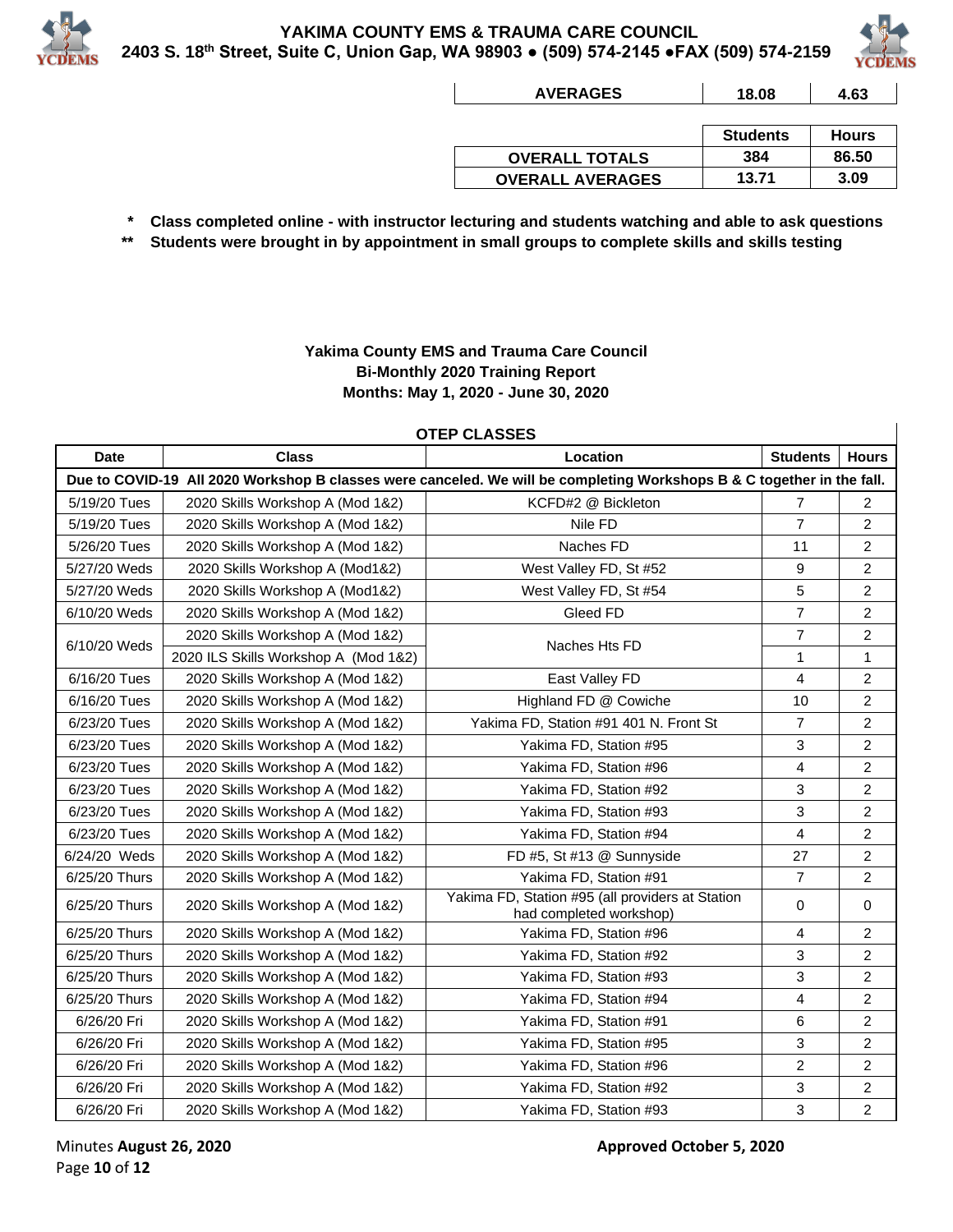| AVERAGES | 18.08 | 4.63 |
|---|---|---|

| | Students | Hours |
|---|---|---|
| OVERALL TOTALS | 384 | 86.50 |
| OVERALL AVERAGES | 13.71 | 3.09 |

\* Class completed online - with instructor lecturing and students watching and able to ask questions

\*\* Students were brought in by appointment in small groups to complete skills and skills testing

**Yakima County EMS and Trauma Care Council**
**Bi-Monthly 2020 Training Report**
**Months: May 1, 2020 - June 30, 2020**

**OTEP CLASSES**

| Date | Class | Location | Students | Hours |
|---|---|---|---|---|
| **Due to COVID-19 All 2020 Workshop B classes were canceled. We will be completing Workshops B & C together in the fall.** | | | | |
| 5/19/20 Tues | 2020 Skills Workshop A (Mod 1&2) | KCFD#2 @ Bickleton | 7 | 2 |
| 5/19/20 Tues | 2020 Skills Workshop A (Mod 1&2) | Nile FD | 7 | 2 |
| 5/26/20 Tues | 2020 Skills Workshop A (Mod 1&2) | Naches FD | 11 | 2 |
| 5/27/20 Weds | 2020 Skills Workshop A (Mod1&2) | West Valley FD, St #52 | 9 | 2 |
| 5/27/20 Weds | 2020 Skills Workshop A (Mod1&2) | West Valley FD, St #54 | 5 | 2 |
| 6/10/20 Weds | 2020 Skills Workshop A (Mod 1&2) | Gleed FD | 7 | 2 |
| 6/10/20 Weds | 2020 Skills Workshop A (Mod 1&2) | Naches Hts FD | 7 | 2 |
| | 2020 ILS Skills Workshop A (Mod 1&2) | | 1 | 1 |
| 6/16/20 Tues | 2020 Skills Workshop A (Mod 1&2) | East Valley FD | 4 | 2 |
| 6/16/20 Tues | 2020 Skills Workshop A (Mod 1&2) | Highland FD @ Cowiche | 10 | 2 |
| 6/23/20 Tues | 2020 Skills Workshop A (Mod 1&2) | Yakima FD, Station #91 401 N. Front St | 7 | 2 |
| 6/23/20 Tues | 2020 Skills Workshop A (Mod 1&2) | Yakima FD, Station #95 | 3 | 2 |
| 6/23/20 Tues | 2020 Skills Workshop A (Mod 1&2) | Yakima FD, Station #96 | 4 | 2 |
| 6/23/20 Tues | 2020 Skills Workshop A (Mod 1&2) | Yakima FD, Station #92 | 3 | 2 |
| 6/23/20 Tues | 2020 Skills Workshop A (Mod 1&2) | Yakima FD, Station #93 | 3 | 2 |
| 6/23/20 Tues | 2020 Skills Workshop A (Mod 1&2) | Yakima FD, Station #94 | 4 | 2 |
| 6/24/20 Weds | 2020 Skills Workshop A (Mod 1&2) | FD #5, St #13 @ Sunnyside | 27 | 2 |
| 6/25/20 Thurs | 2020 Skills Workshop A (Mod 1&2) | Yakima FD, Station #91 | 7 | 2 |
| 6/25/20 Thurs | 2020 Skills Workshop A (Mod 1&2) | Yakima FD, Station #95 (all providers at Station had completed workshop) | 0 | 0 |
| 6/25/20 Thurs | 2020 Skills Workshop A (Mod 1&2) | Yakima FD, Station #96 | 4 | 2 |
| 6/25/20 Thurs | 2020 Skills Workshop A (Mod 1&2) | Yakima FD, Station #92 | 3 | 2 |
| 6/25/20 Thurs | 2020 Skills Workshop A (Mod 1&2) | Yakima FD, Station #93 | 3 | 2 |
| 6/25/20 Thurs | 2020 Skills Workshop A (Mod 1&2) | Yakima FD, Station #94 | 4 | 2 |
| 6/26/20 Fri | 2020 Skills Workshop A (Mod 1&2) | Yakima FD, Station #91 | 6 | 2 |
| 6/26/20 Fri | 2020 Skills Workshop A (Mod 1&2) | Yakima FD, Station #95 | 3 | 2 |
| 6/26/20 Fri | 2020 Skills Workshop A (Mod 1&2) | Yakima FD, Station #96 | 2 | 2 |
| 6/26/20 Fri | 2020 Skills Workshop A (Mod 1&2) | Yakima FD, Station #92 | 3 | 2 |
| 6/26/20 Fri | 2020 Skills Workshop A (Mod 1&2) | Yakima FD, Station #93 | 3 | 2 |

Minutes **August 26, 2020** **Approved October 5, 2020**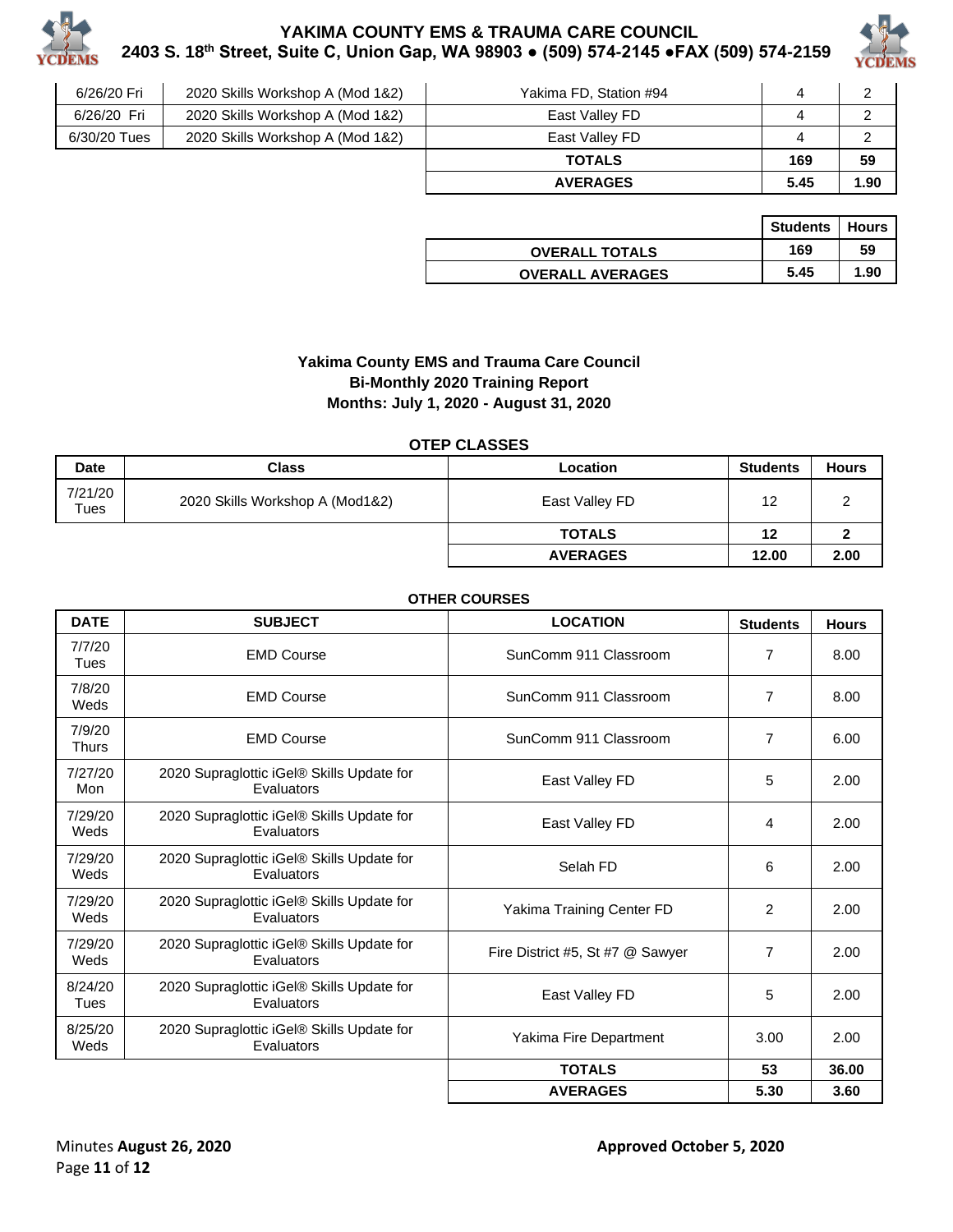| 6/26/20 Fri | 2020 Skills Workshop A (Mod 1&2) | Yakima FD, Station #94 | 4 | 2 |
|---|---|---|---|---|
| 6/26/20 Fri | 2020 Skills Workshop A (Mod 1&2) | East Valley FD | 4 | 2 |
| 6/30/20 Tues | 2020 Skills Workshop A (Mod 1&2) | East Valley FD | 4 | 2 |
| | | **TOTALS** | **169** | **59** |
| | | **AVERAGES** | **5.45** | **1.90** |

| | Students | Hours |
|---|---|---|
| **OVERALL TOTALS** | **169** | **59** |
| **OVERALL AVERAGES** | **5.45** | **1.90** |

**Yakima County EMS and Trauma Care Council**
**Bi-Monthly 2020 Training Report**
**Months: July 1, 2020 - August 31, 2020**

**OTEP CLASSES**

| Date | Class | Location | Students | Hours |
|---|---|---|---|---|
| 7/21/20 Tues | 2020 Skills Workshop A (Mod1&2) | East Valley FD | 12 | 2 |
| | | **TOTALS** | **12** | **2** |
| | | **AVERAGES** | **12.00** | **2.00** |

**OTHER COURSES**

| DATE | SUBJECT | LOCATION | Students | Hours |
|---|---|---|---|---|
| 7/7/20 Tues | EMD Course | SunComm 911 Classroom | 7 | 8.00 |
| 7/8/20 Weds | EMD Course | SunComm 911 Classroom | 7 | 8.00 |
| 7/9/20 Thurs | EMD Course | SunComm 911 Classroom | 7 | 6.00 |
| 7/27/20 Mon | 2020 Supraglottic iGel® Skills Update for Evaluators | East Valley FD | 5 | 2.00 |
| 7/29/20 Weds | 2020 Supraglottic iGel® Skills Update for Evaluators | East Valley FD | 4 | 2.00 |
| 7/29/20 Weds | 2020 Supraglottic iGel® Skills Update for Evaluators | Selah FD | 6 | 2.00 |
| 7/29/20 Weds | 2020 Supraglottic iGel® Skills Update for Evaluators | Yakima Training Center FD | 2 | 2.00 |
| 7/29/20 Weds | 2020 Supraglottic iGel® Skills Update for Evaluators | Fire District #5, St #7 @ Sawyer | 7 | 2.00 |
| 8/24/20 Tues | 2020 Supraglottic iGel® Skills Update for Evaluators | East Valley FD | 5 | 2.00 |
| 8/25/20 Weds | 2020 Supraglottic iGel® Skills Update for Evaluators | Yakima Fire Department | 3.00 | 2.00 |
| | | **TOTALS** | **53** | **36.00** |
| | | **AVERAGES** | **5.30** | **3.60** |

Minutes **August 26, 2020** **Approved October 5, 2020**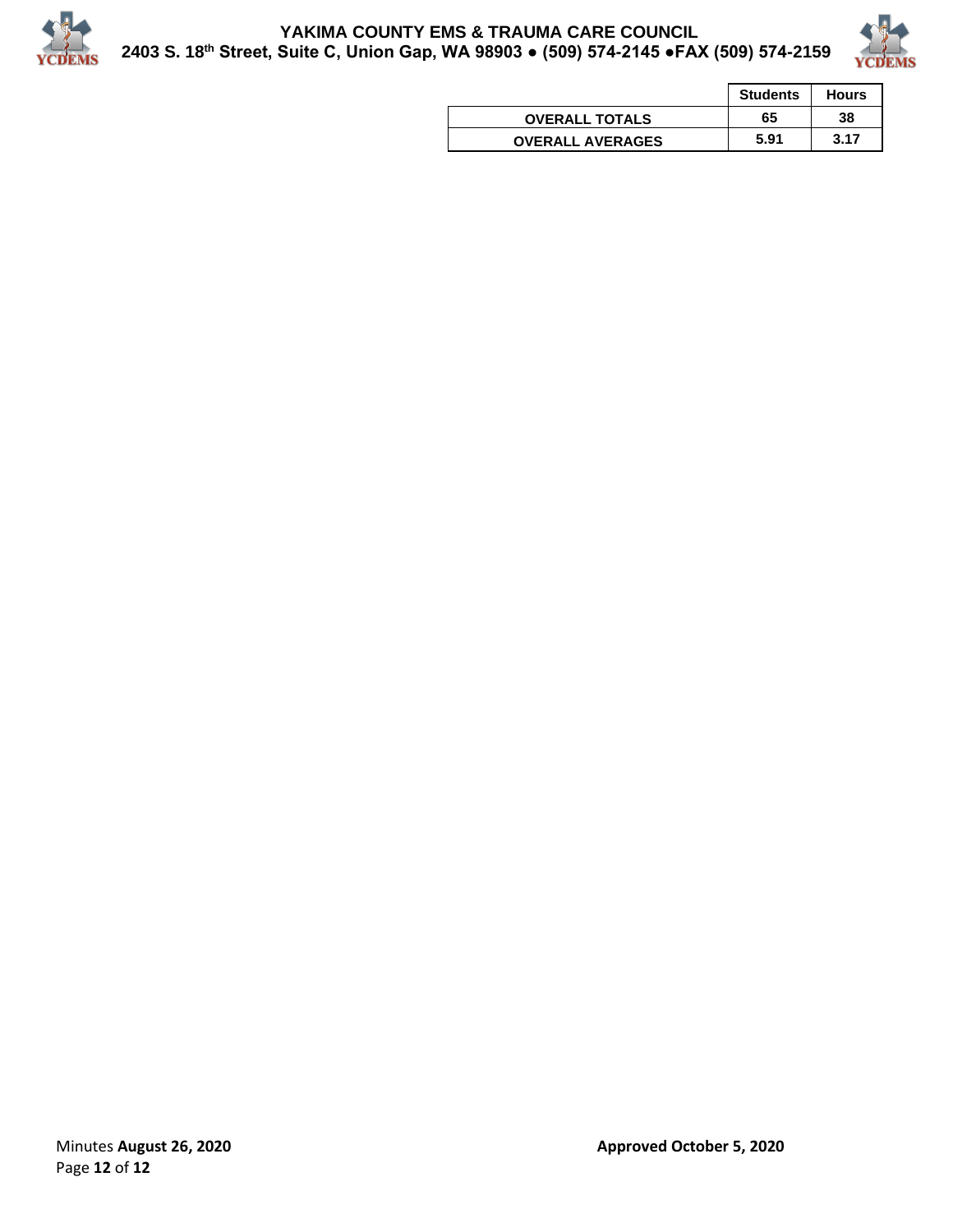| | Students | Hours |
|---|---|---|
| OVERALL TOTALS | 65 | 38 |
| OVERALL AVERAGES | 5.91 | 3.17 |